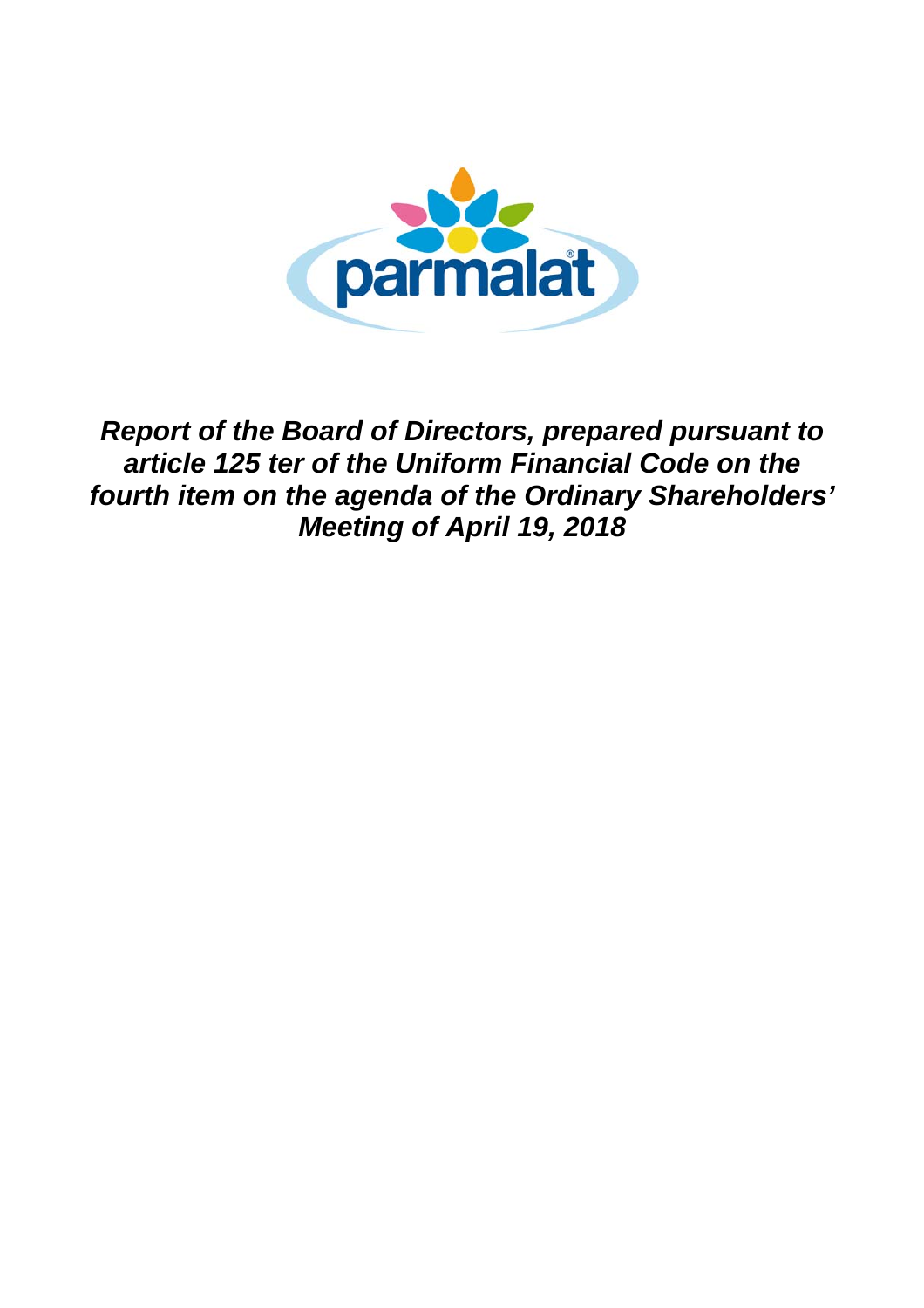parmalat

***Report of the Board of Directors, prepared pursuant to article 125 ter of the Uniform Financial Code on the fourth item on the agenda of the Ordinary Shareholders' Meeting of April 19, 2018***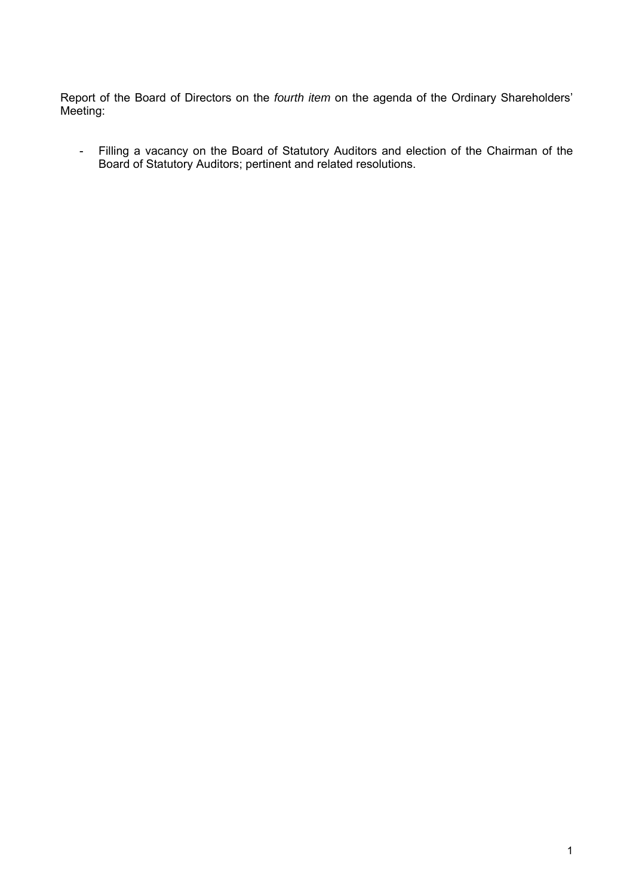Report of the Board of Directors on the *fourth item* on the agenda of the Ordinary Shareholders' Meeting:

- Filling a vacancy on the Board of Statutory Auditors and election of the Chairman of the Board of Statutory Auditors; pertinent and related resolutions.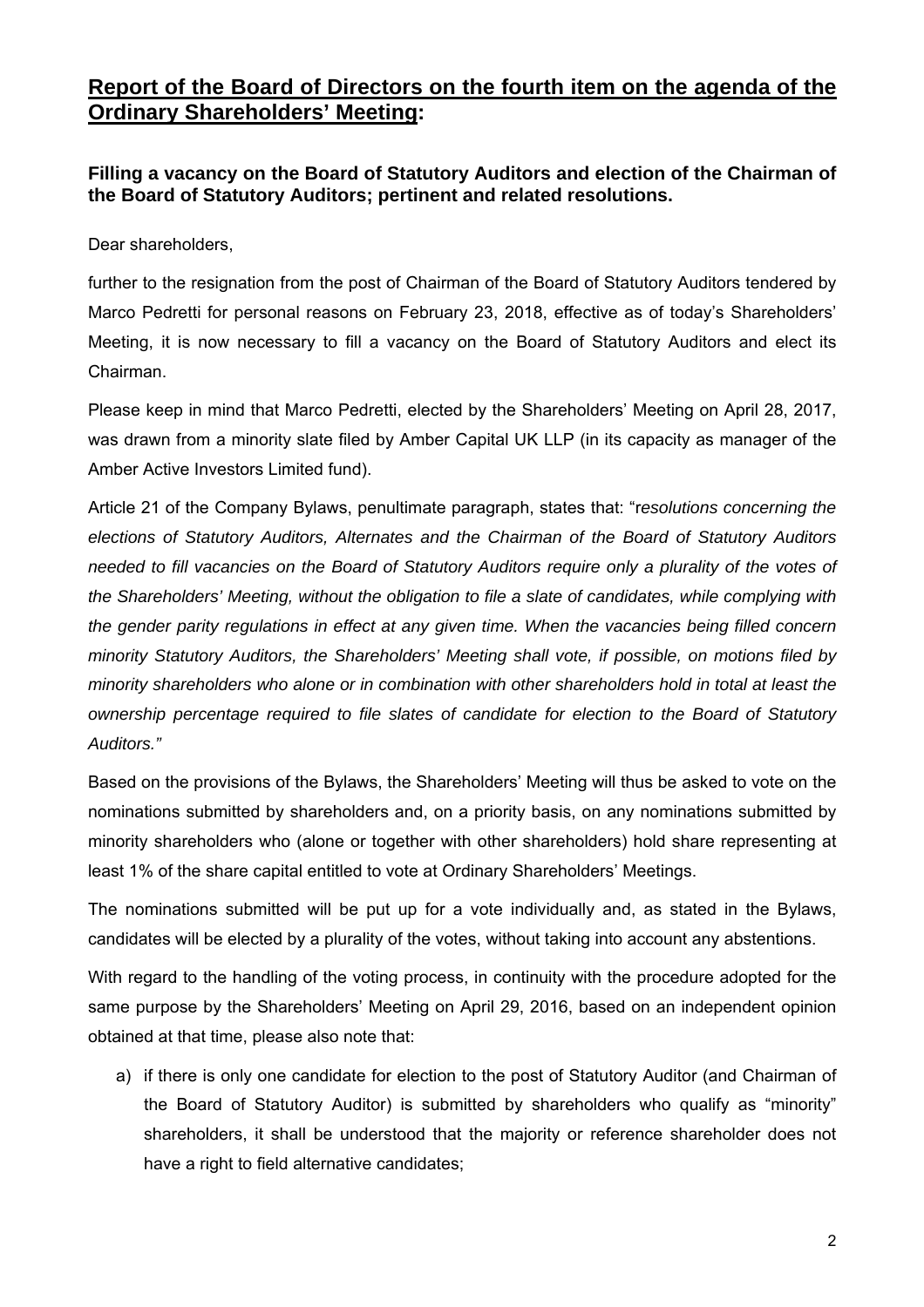## <u>Report of the Board of Directors on the fourth item on the agenda of the Ordinary Shareholders' Meeting</u>:

### Filling a vacancy on the Board of Statutory Auditors and election of the Chairman of the Board of Statutory Auditors; pertinent and related resolutions.

Dear shareholders,

further to the resignation from the post of Chairman of the Board of Statutory Auditors tendered by Marco Pedretti for personal reasons on February 23, 2018, effective as of today's Shareholders' Meeting, it is now necessary to fill a vacancy on the Board of Statutory Auditors and elect its Chairman.

Please keep in mind that Marco Pedretti, elected by the Shareholders' Meeting on April 28, 2017, was drawn from a minority slate filed by Amber Capital UK LLP (in its capacity as manager of the Amber Active Investors Limited fund).

Article 21 of the Company Bylaws, penultimate paragraph, states that: "*resolutions concerning the elections of Statutory Auditors, Alternates and the Chairman of the Board of Statutory Auditors needed to fill vacancies on the Board of Statutory Auditors require only a plurality of the votes of the Shareholders' Meeting, without the obligation to file a slate of candidates, while complying with the gender parity regulations in effect at any given time. When the vacancies being filled concern minority Statutory Auditors, the Shareholders' Meeting shall vote, if possible, on motions filed by minority shareholders who alone or in combination with other shareholders hold in total at least the ownership percentage required to file slates of candidate for election to the Board of Statutory Auditors.*"

Based on the provisions of the Bylaws, the Shareholders' Meeting will thus be asked to vote on the nominations submitted by shareholders and, on a priority basis, on any nominations submitted by minority shareholders who (alone or together with other shareholders) hold share representing at least 1% of the share capital entitled to vote at Ordinary Shareholders' Meetings.

The nominations submitted will be put up for a vote individually and, as stated in the Bylaws, candidates will be elected by a plurality of the votes, without taking into account any abstentions.

With regard to the handling of the voting process, in continuity with the procedure adopted for the same purpose by the Shareholders' Meeting on April 29, 2016, based on an independent opinion obtained at that time, please also note that:

a) if there is only one candidate for election to the post of Statutory Auditor (and Chairman of the Board of Statutory Auditor) is submitted by shareholders who qualify as "minority" shareholders, it shall be understood that the majority or reference shareholder does not have a right to field alternative candidates;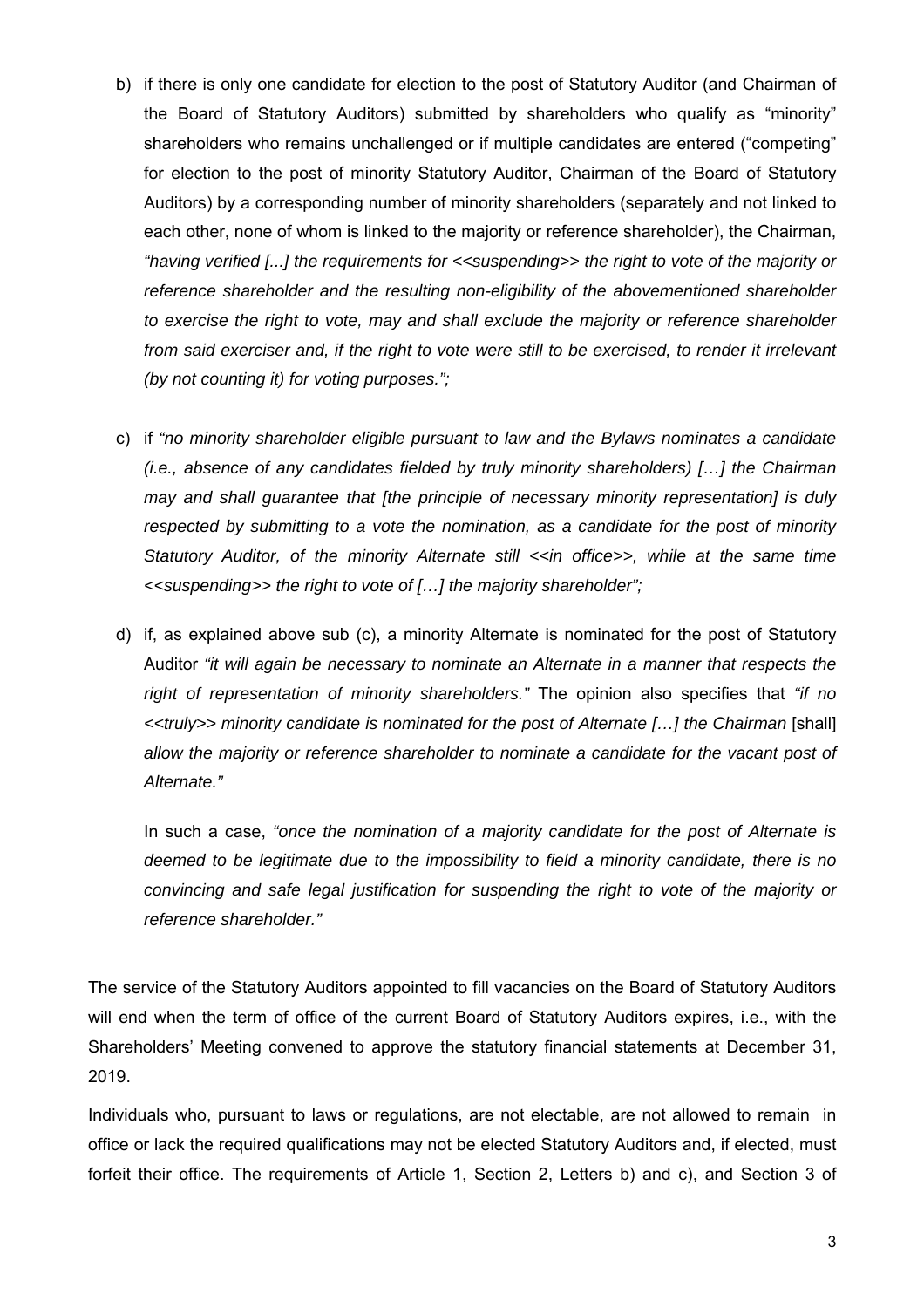b) if there is only one candidate for election to the post of Statutory Auditor (and Chairman of the Board of Statutory Auditors) submitted by shareholders who qualify as "minority" shareholders who remains unchallenged or if multiple candidates are entered ("competing" for election to the post of minority Statutory Auditor, Chairman of the Board of Statutory Auditors) by a corresponding number of minority shareholders (separately and not linked to each other, none of whom is linked to the majority or reference shareholder), the Chairman, *"having verified [...] the requirements for <<suspending>> the right to vote of the majority or reference shareholder and the resulting non-eligibility of the abovementioned shareholder to exercise the right to vote, may and shall exclude the majority or reference shareholder from said exerciser and, if the right to vote were still to be exercised, to render it irrelevant (by not counting it) for voting purposes.";*

c) if *"no minority shareholder eligible pursuant to law and the Bylaws nominates a candidate (i.e., absence of any candidates fielded by truly minority shareholders) […] the Chairman may and shall guarantee that [the principle of necessary minority representation] is duly respected by submitting to a vote the nomination, as a candidate for the post of minority Statutory Auditor, of the minority Alternate still <<in office>>, while at the same time <<suspending>> the right to vote of […] the majority shareholder";*

d) if, as explained above sub (c), a minority Alternate is nominated for the post of Statutory Auditor *"it will again be necessary to nominate an Alternate in a manner that respects the right of representation of minority shareholders."* The opinion also specifies that *"if no <<truly>> minority candidate is nominated for the post of Alternate […] the Chairman* [shall] *allow the majority or reference shareholder to nominate a candidate for the vacant post of Alternate."*

   In such a case, *"once the nomination of a majority candidate for the post of Alternate is deemed to be legitimate due to the impossibility to field a minority candidate, there is no convincing and safe legal justification for suspending the right to vote of the majority or reference shareholder."*

The service of the Statutory Auditors appointed to fill vacancies on the Board of Statutory Auditors will end when the term of office of the current Board of Statutory Auditors expires, i.e., with the Shareholders' Meeting convened to approve the statutory financial statements at December 31, 2019.

Individuals who, pursuant to laws or regulations, are not electable, are not allowed to remain in office or lack the required qualifications may not be elected Statutory Auditors and, if elected, must forfeit their office. The requirements of Article 1, Section 2, Letters b) and c), and Section 3 of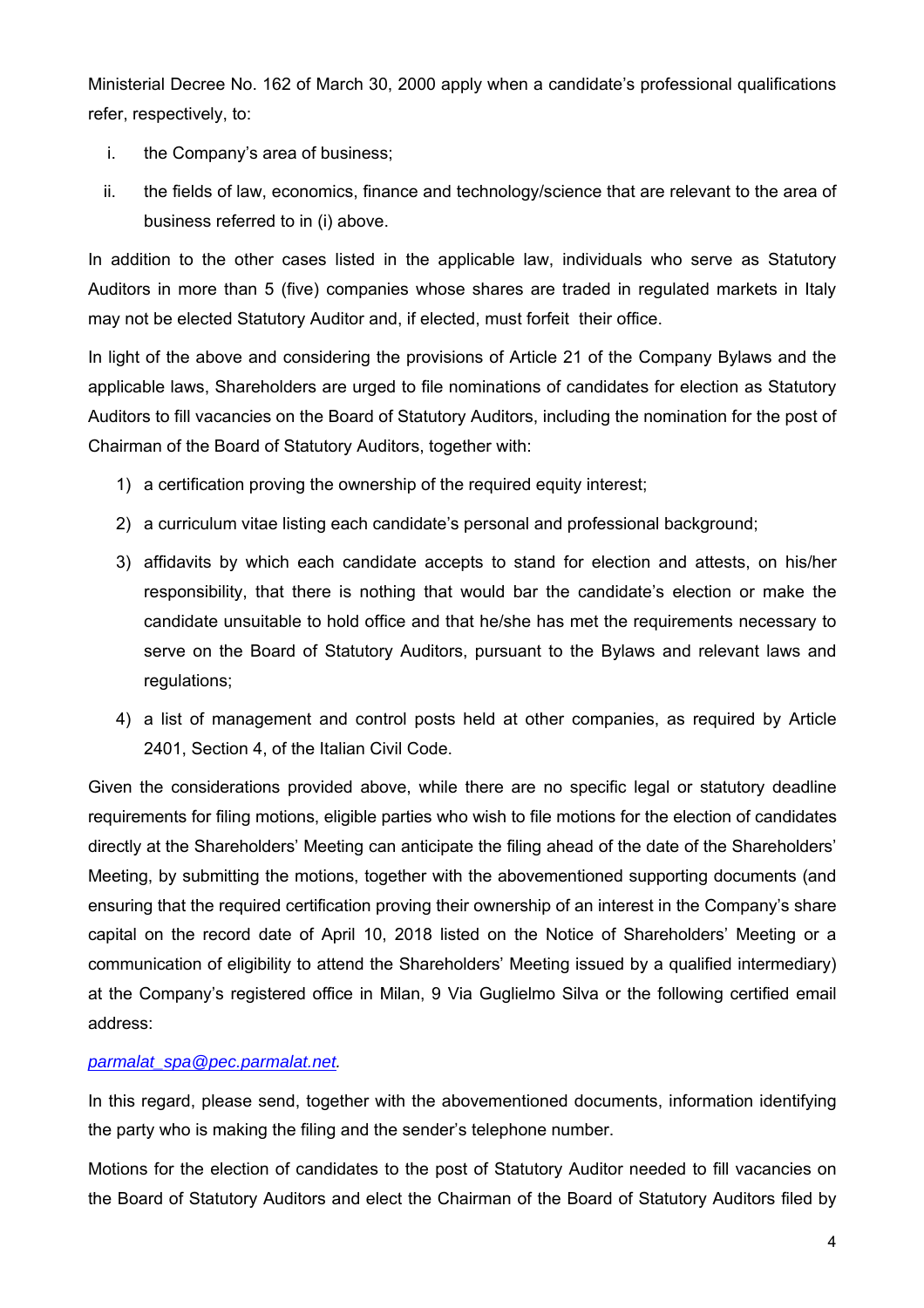Ministerial Decree No. 162 of March 30, 2000 apply when a candidate's professional qualifications refer, respectively, to:

i. the Company's area of business;

ii. the fields of law, economics, finance and technology/science that are relevant to the area of business referred to in (i) above.

In addition to the other cases listed in the applicable law, individuals who serve as Statutory Auditors in more than 5 (five) companies whose shares are traded in regulated markets in Italy may not be elected Statutory Auditor and, if elected, must forfeit their office.

In light of the above and considering the provisions of Article 21 of the Company Bylaws and the applicable laws, Shareholders are urged to file nominations of candidates for election as Statutory Auditors to fill vacancies on the Board of Statutory Auditors, including the nomination for the post of Chairman of the Board of Statutory Auditors, together with:

1) a certification proving the ownership of the required equity interest;
2) a curriculum vitae listing each candidate's personal and professional background;
3) affidavits by which each candidate accepts to stand for election and attests, on his/her responsibility, that there is nothing that would bar the candidate's election or make the candidate unsuitable to hold office and that he/she has met the requirements necessary to serve on the Board of Statutory Auditors, pursuant to the Bylaws and relevant laws and regulations;
4) a list of management and control posts held at other companies, as required by Article 2401, Section 4, of the Italian Civil Code.

Given the considerations provided above, while there are no specific legal or statutory deadline requirements for filing motions, eligible parties who wish to file motions for the election of candidates directly at the Shareholders' Meeting can anticipate the filing ahead of the date of the Shareholders' Meeting, by submitting the motions, together with the abovementioned supporting documents (and ensuring that the required certification proving their ownership of an interest in the Company's share capital on the record date of April 10, 2018 listed on the Notice of Shareholders' Meeting or a communication of eligibility to attend the Shareholders' Meeting issued by a qualified intermediary) at the Company's registered office in Milan, 9 Via Guglielmo Silva or the following certified email address:

*parmalat_spa@pec.parmalat.net.*

In this regard, please send, together with the abovementioned documents, information identifying the party who is making the filing and the sender's telephone number.

Motions for the election of candidates to the post of Statutory Auditor needed to fill vacancies on the Board of Statutory Auditors and elect the Chairman of the Board of Statutory Auditors filed by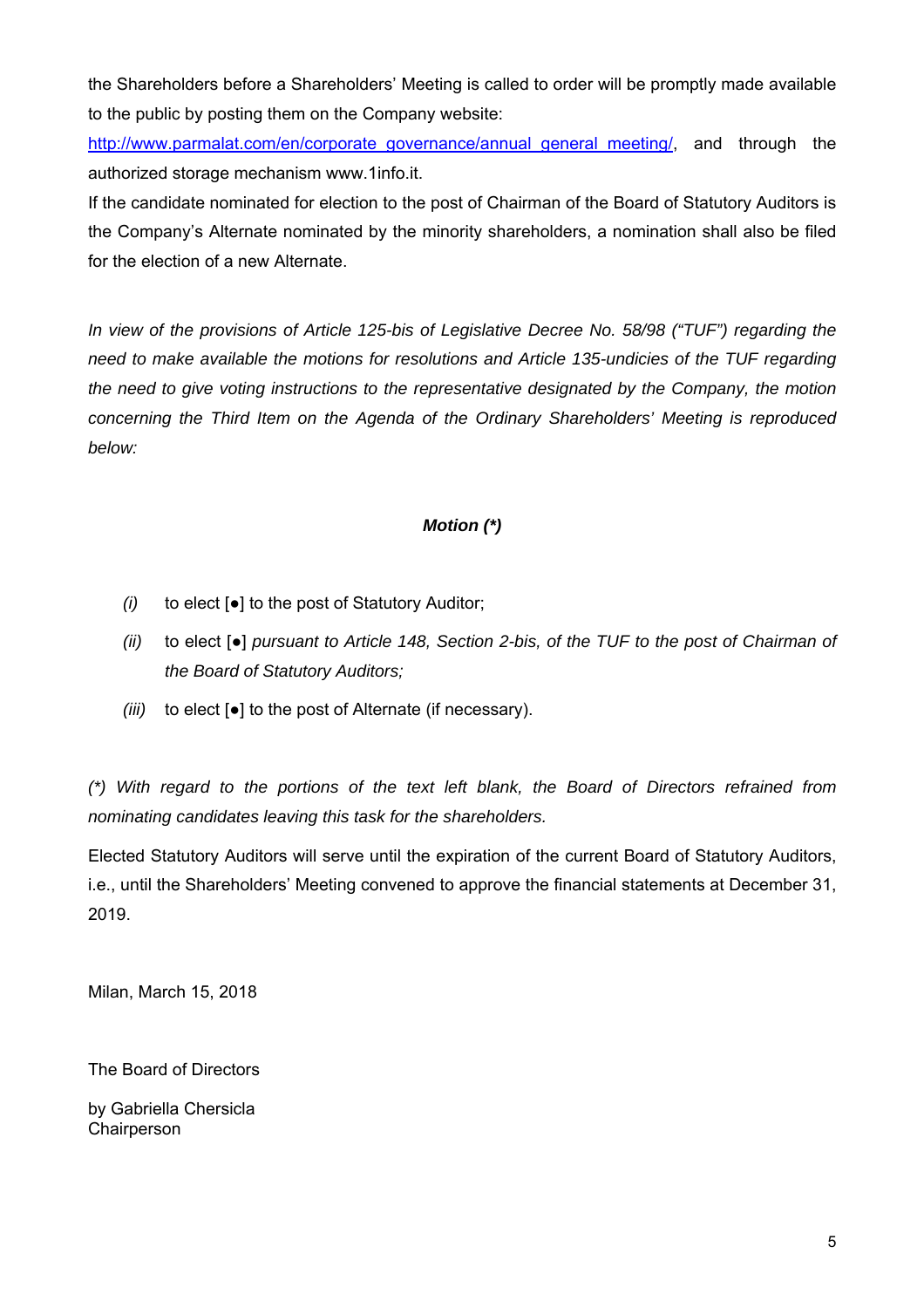the Shareholders before a Shareholders' Meeting is called to order will be promptly made available to the public by posting them on the Company website: [http://www.parmalat.com/en/corporate_governance/annual_general_meeting/](http://www.parmalat.com/en/corporate_governance/annual_general_meeting/), and through the authorized storage mechanism www.1info.it.

If the candidate nominated for election to the post of Chairman of the Board of Statutory Auditors is the Company's Alternate nominated by the minority shareholders, a nomination shall also be filed for the election of a new Alternate.

*In view of the provisions of Article 125-bis of Legislative Decree No. 58/98 ("TUF") regarding the need to make available the motions for resolutions and Article 135-undicies of the TUF regarding the need to give voting instructions to the representative designated by the Company, the motion concerning the Third Item on the Agenda of the Ordinary Shareholders' Meeting is reproduced below:*

***Motion (*)***

*(i)* to elect [●] to the post of Statutory Auditor;

*(ii)* to elect [●] *pursuant to Article 148, Section 2-bis, of the TUF to the post of Chairman of the Board of Statutory Auditors;*

*(iii)* to elect [●] to the post of Alternate (if necessary).

*(*) With regard to the portions of the text left blank, the Board of Directors refrained from nominating candidates leaving this task for the shareholders.*

Elected Statutory Auditors will serve until the expiration of the current Board of Statutory Auditors, i.e., until the Shareholders' Meeting convened to approve the financial statements at December 31, 2019.

Milan, March 15, 2018

The Board of Directors

by Gabriella Chersicla
Chairperson